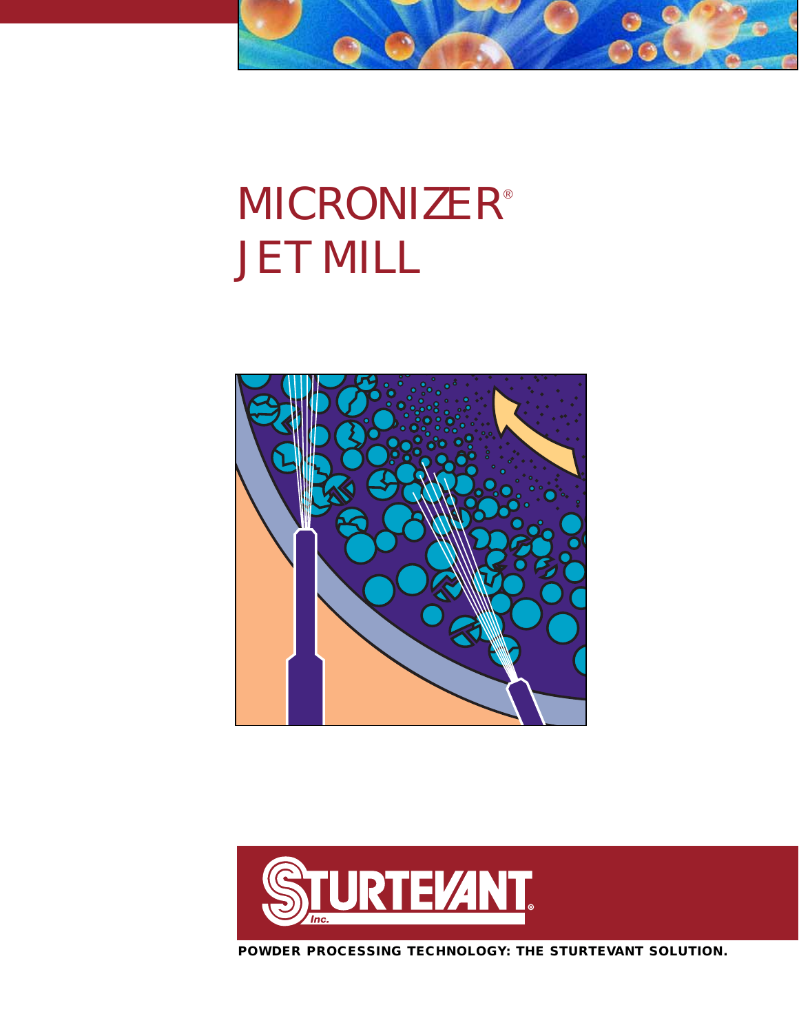# MICRONIZER® JET MILL

STURTEVANT Inc.®

**POWDER PROCESSING TECHNOLOGY: THE STURTEVANT SOLUTION.**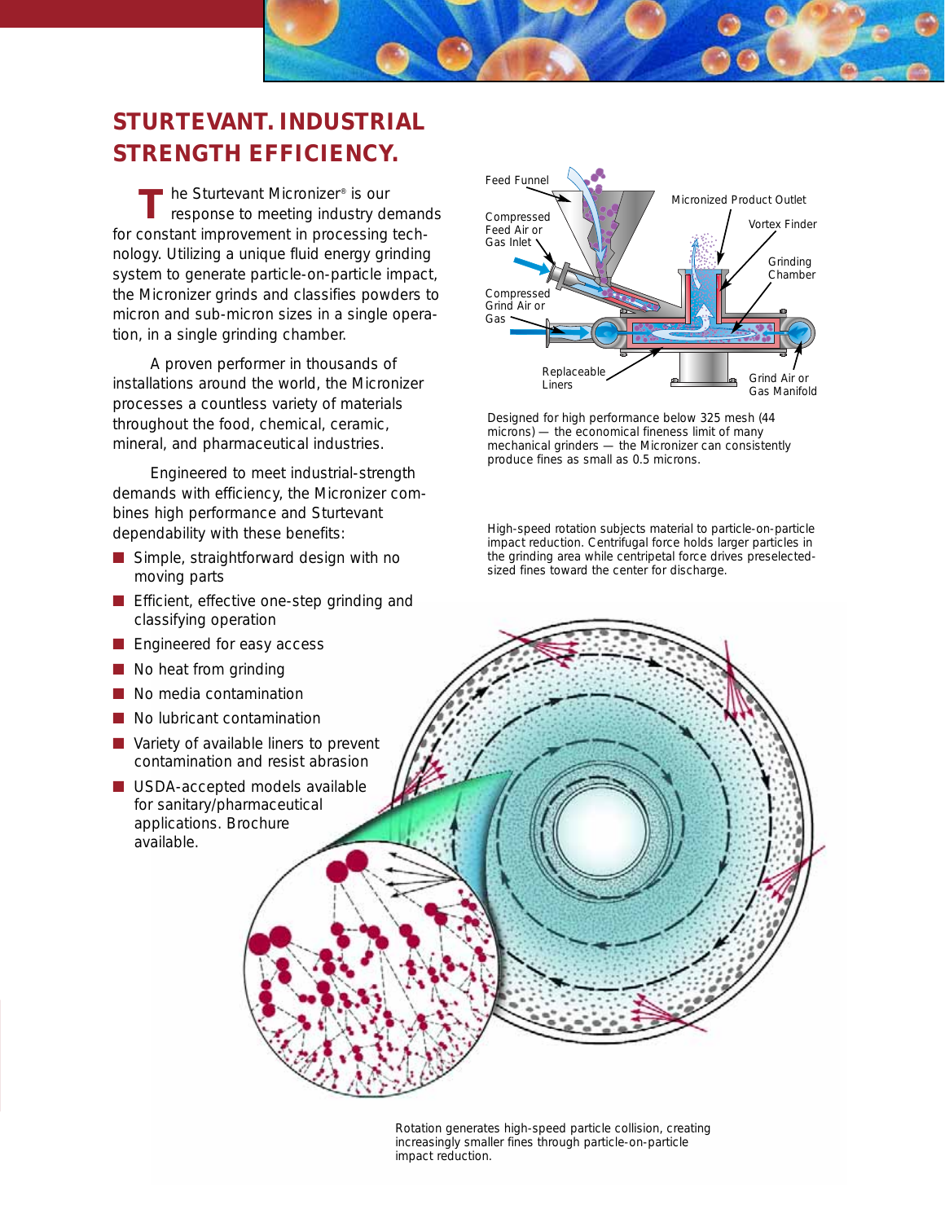## STURTEVANT. INDUSTRIAL STRENGTH EFFICIENCY.

The Sturtevant Micronizer® is our response to meeting industry demands for constant improvement in processing technology. Utilizing a unique fluid energy grinding system to generate particle-on-particle impact, the Micronizer grinds and classifies powders to micron and sub-micron sizes in a single operation, in a single grinding chamber.

A proven performer in thousands of installations around the world, the Micronizer processes a countless variety of materials throughout the food, chemical, ceramic, mineral, and pharmaceutical industries.

Engineered to meet industrial-strength demands with efficiency, the Micronizer combines high performance and Sturtevant dependability with these benefits:

- Simple, straightforward design with no moving parts
- Efficient, effective one-step grinding and classifying operation
- Engineered for easy access
- No heat from grinding
- No media contamination
- No lubricant contamination
- Variety of available liners to prevent contamination and resist abrasion
- USDA-accepted models available for sanitary/pharmaceutical applications. Brochure available.

Feed Funnel

Compressed Feed Air or Gas Inlet

Compressed Grind Air or Gas

Micronized Product Outlet

Vortex Finder

Grinding Chamber

Replaceable Liners

Grind Air or Gas Manifold

Designed for high performance below 325 mesh (44 microns) — the economical fineness limit of many mechanical grinders — the Micronizer can consistently produce fines as small as 0.5 microns.

High-speed rotation subjects material to particle-on-particle impact reduction. Centrifugal force holds larger particles in the grinding area while centripetal force drives preselected-sized fines toward the center for discharge.

Rotation generates high-speed particle collision, creating increasingly smaller fines through particle-on-particle impact reduction.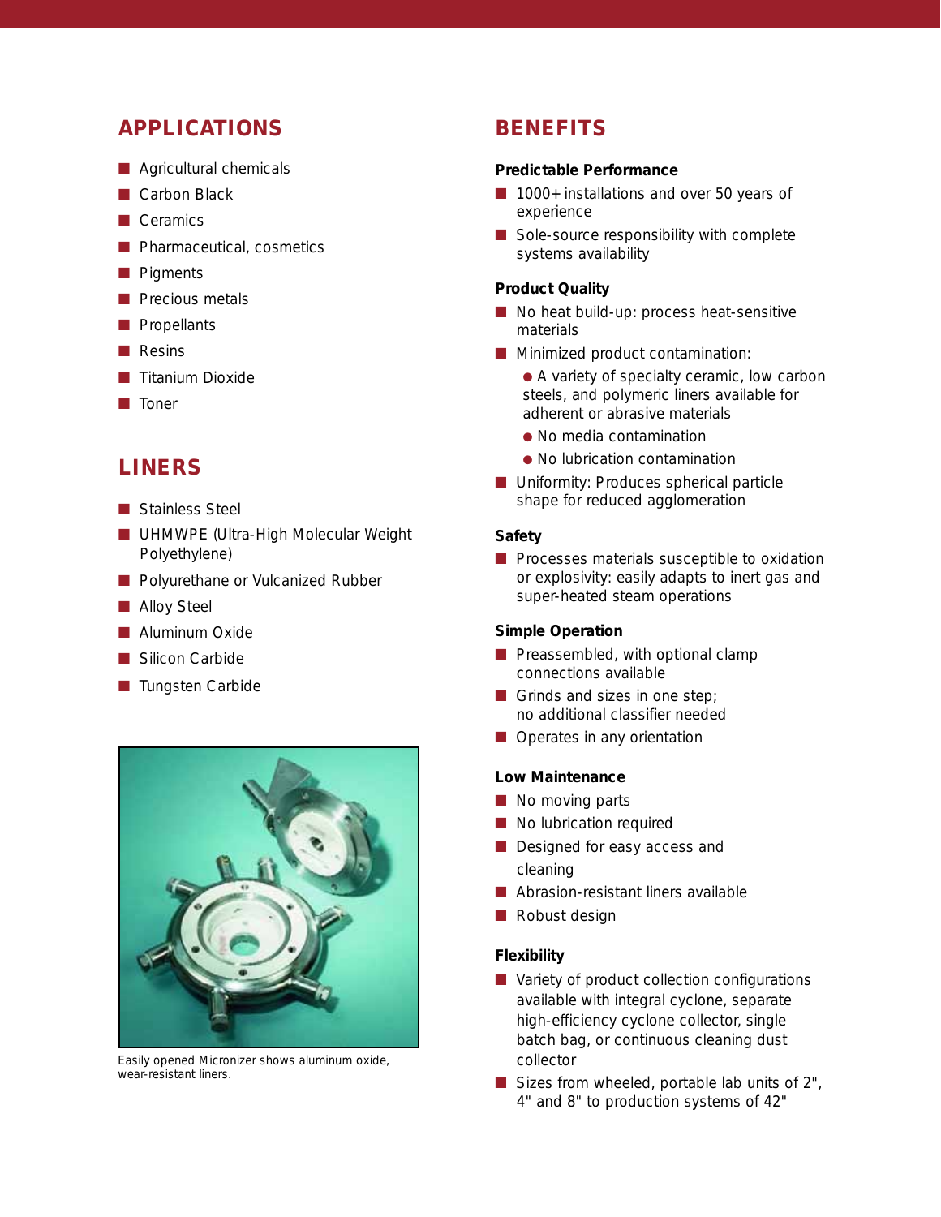## APPLICATIONS

- Agricultural chemicals
- Carbon Black
- Ceramics
- Pharmaceutical, cosmetics
- Pigments
- Precious metals
- Propellants
- Resins
- Titanium Dioxide
- Toner

## LINERS

- Stainless Steel
- UHMWPE (Ultra-High Molecular Weight Polyethylene)
- Polyurethane or Vulcanized Rubber
- Alloy Steel
- Aluminum Oxide
- Silicon Carbide
- Tungsten Carbide

Easily opened Micronizer shows aluminum oxide, wear-resistant liners.

## BENEFITS

**Predictable Performance**

- 1000+ installations and over 50 years of experience
- Sole-source responsibility with complete systems availability

**Product Quality**

- No heat build-up: process heat-sensitive materials
- Minimized product contamination:
  - A variety of specialty ceramic, low carbon steels, and polymeric liners available for adherent or abrasive materials
  - No media contamination
  - No lubrication contamination
- Uniformity: Produces spherical particle shape for reduced agglomeration

**Safety**

- Processes materials susceptible to oxidation or explosivity: easily adapts to inert gas and super-heated steam operations

**Simple Operation**

- Preassembled, with optional clamp connections available
- Grinds and sizes in one step; no additional classifier needed
- Operates in any orientation

**Low Maintenance**

- No moving parts
- No lubrication required
- Designed for easy access and cleaning
- Abrasion-resistant liners available
- Robust design

**Flexibility**

- Variety of product collection configurations available with integral cyclone, separate high-efficiency cyclone collector, single batch bag, or continuous cleaning dust collector
- Sizes from wheeled, portable lab units of 2", 4" and 8" to production systems of 42"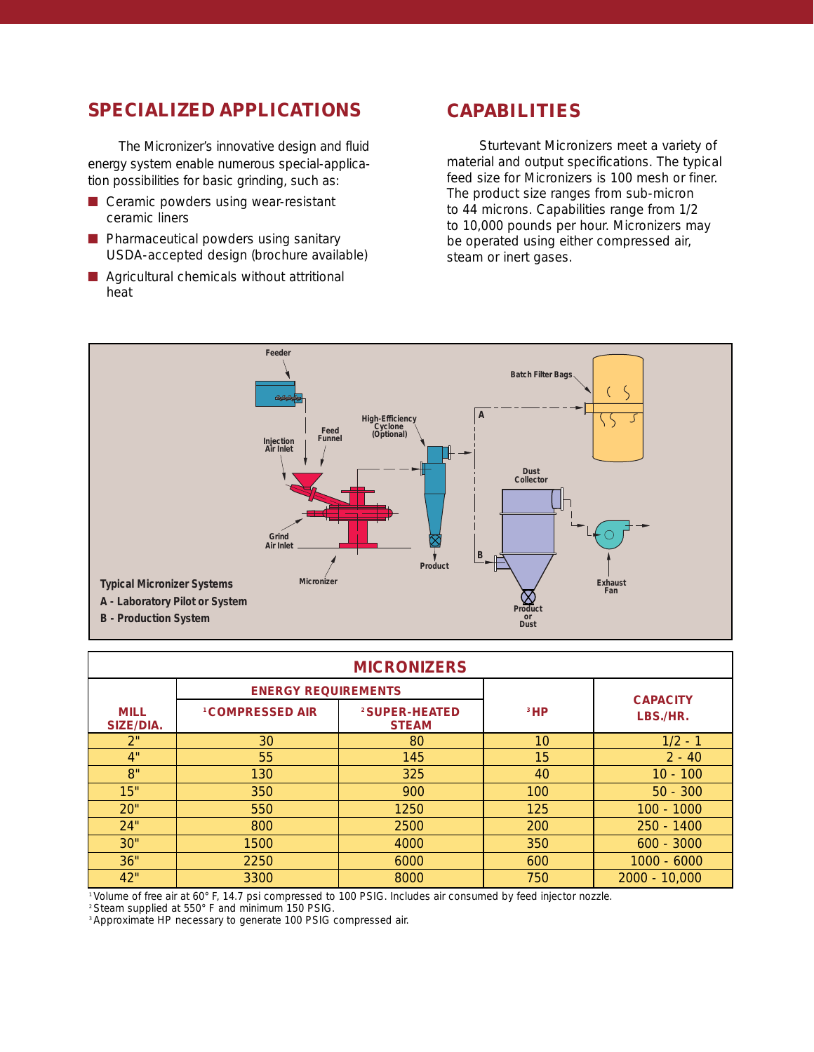## SPECIALIZED APPLICATIONS

The Micronizer's innovative design and fluid energy system enable numerous special-application possibilities for basic grinding, such as:

- Ceramic powders using wear-resistant ceramic liners
- Pharmaceutical powders using sanitary USDA-accepted design (brochure available)
- Agricultural chemicals without attritional heat

## CAPABILITIES

Sturtevant Micronizers meet a variety of material and output specifications. The typical feed size for Micronizers is 100 mesh or finer. The product size ranges from sub-micron to 44 microns. Capabilities range from 1/2 to 10,000 pounds per hour. Micronizers may be operated using either compressed air, steam or inert gases.

Typical Micronizer Systems

A - Laboratory Pilot or System

B - Production System

| MICRONIZERS | | | | |
|---|---|---|---|---|
| MILL SIZE/DIA. | ENERGY REQUIREMENTS | | [3]HP | CAPACITY LBS./HR. |
| | [1]COMPRESSED AIR | [2]SUPER-HEATED STEAM | | |
| 2" | 30 | 80 | 10 | 1/2 - 1 |
| 4" | 55 | 145 | 15 | 2 - 40 |
| 8" | 130 | 325 | 40 | 10 - 100 |
| 15" | 350 | 900 | 100 | 50 - 300 |
| 20" | 550 | 1250 | 125 | 100 - 1000 |
| 24" | 800 | 2500 | 200 | 250 - 1400 |
| 30" | 1500 | 4000 | 350 | 600 - 3000 |
| 36" | 2250 | 6000 | 600 | 1000 - 6000 |
| 42" | 3300 | 8000 | 750 | 2000 - 10,000 |

[1] Volume of free air at 60° F, 14.7 psi compressed to 100 PSIG. Includes air consumed by feed injector nozzle.
[2] Steam supplied at 550° F and minimum 150 PSIG.
[3] Approximate HP necessary to generate 100 PSIG compressed air.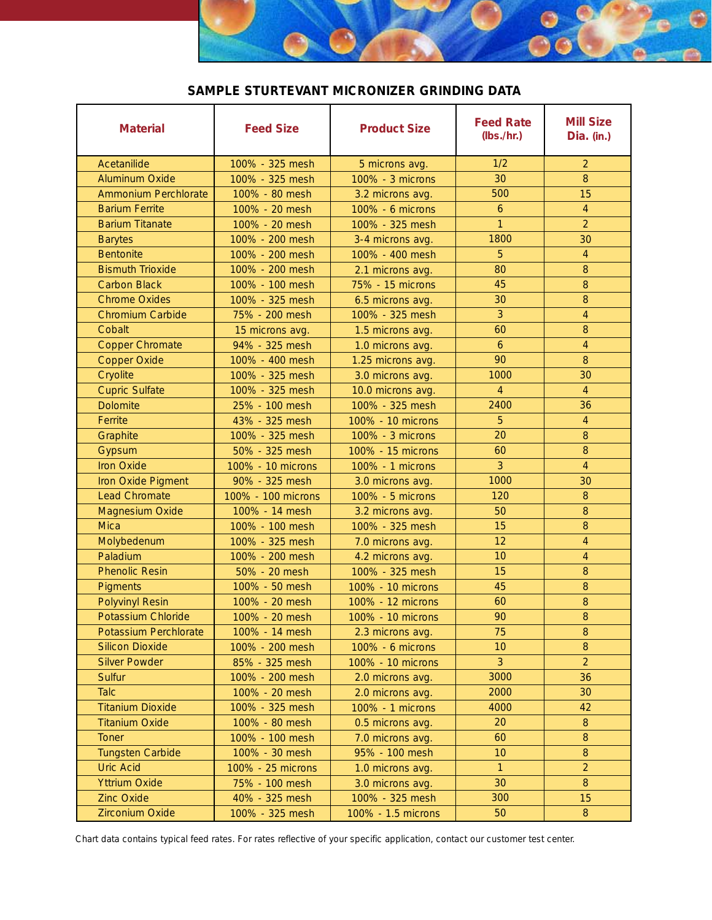## SAMPLE STURTEVANT MICRONIZER GRINDING DATA

| Material | Feed Size | Product Size | Feed Rate (lbs./hr.) | Mill Size Dia. (in.) |
|---|---|---|---|---|
| Acetanilide | 100% - 325 mesh | 5 microns avg. | 1/2 | 2 |
| Aluminum Oxide | 100% - 325 mesh | 100% - 3 microns | 30 | 8 |
| Ammonium Perchlorate | 100% - 80 mesh | 3.2 microns avg. | 500 | 15 |
| Barium Ferrite | 100% - 20 mesh | 100% - 6 microns | 6 | 4 |
| Barium Titanate | 100% - 20 mesh | 100% - 325 mesh | 1 | 2 |
| Barytes | 100% - 200 mesh | 3-4 microns avg. | 1800 | 30 |
| Bentonite | 100% - 200 mesh | 100% - 400 mesh | 5 | 4 |
| Bismuth Trioxide | 100% - 200 mesh | 2.1 microns avg. | 80 | 8 |
| Carbon Black | 100% - 100 mesh | 75% - 15 microns | 45 | 8 |
| Chrome Oxides | 100% - 325 mesh | 6.5 microns avg. | 30 | 8 |
| Chromium Carbide | 75% - 200 mesh | 100% - 325 mesh | 3 | 4 |
| Cobalt | 15 microns avg. | 1.5 microns avg. | 60 | 8 |
| Copper Chromate | 94% - 325 mesh | 1.0 microns avg. | 6 | 4 |
| Copper Oxide | 100% - 400 mesh | 1.25 microns avg. | 90 | 8 |
| Cryolite | 100% - 325 mesh | 3.0 microns avg. | 1000 | 30 |
| Cupric Sulfate | 100% - 325 mesh | 10.0 microns avg. | 4 | 4 |
| Dolomite | 25% - 100 mesh | 100% - 325 mesh | 2400 | 36 |
| Ferrite | 43% - 325 mesh | 100% - 10 microns | 5 | 4 |
| Graphite | 100% - 325 mesh | 100% - 3 microns | 20 | 8 |
| Gypsum | 50% - 325 mesh | 100% - 15 microns | 60 | 8 |
| Iron Oxide | 100% - 10 microns | 100% - 1 microns | 3 | 4 |
| Iron Oxide Pigment | 90% - 325 mesh | 3.0 microns avg. | 1000 | 30 |
| Lead Chromate | 100% - 100 microns | 100% - 5 microns | 120 | 8 |
| Magnesium Oxide | 100% - 14 mesh | 3.2 microns avg. | 50 | 8 |
| Mica | 100% - 100 mesh | 100% - 325 mesh | 15 | 8 |
| Molybedenum | 100% - 325 mesh | 7.0 microns avg. | 12 | 4 |
| Paladium | 100% - 200 mesh | 4.2 microns avg. | 10 | 4 |
| Phenolic Resin | 50% - 20 mesh | 100% - 325 mesh | 15 | 8 |
| Pigments | 100% - 50 mesh | 100% - 10 microns | 45 | 8 |
| Polyvinyl Resin | 100% - 20 mesh | 100% - 12 microns | 60 | 8 |
| Potassium Chloride | 100% - 20 mesh | 100% - 10 microns | 90 | 8 |
| Potassium Perchlorate | 100% - 14 mesh | 2.3 microns avg. | 75 | 8 |
| Silicon Dioxide | 100% - 200 mesh | 100% - 6 microns | 10 | 8 |
| Silver Powder | 85% - 325 mesh | 100% - 10 microns | 3 | 2 |
| Sulfur | 100% - 200 mesh | 2.0 microns avg. | 3000 | 36 |
| Talc | 100% - 20 mesh | 2.0 microns avg. | 2000 | 30 |
| Titanium Dioxide | 100% - 325 mesh | 100% - 1 microns | 4000 | 42 |
| Titanium Oxide | 100% - 80 mesh | 0.5 microns avg. | 20 | 8 |
| Toner | 100% - 100 mesh | 7.0 microns avg. | 60 | 8 |
| Tungsten Carbide | 100% - 30 mesh | 95% - 100 mesh | 10 | 8 |
| Uric Acid | 100% - 25 microns | 1.0 microns avg. | 1 | 2 |
| Yttrium Oxide | 75% - 100 mesh | 3.0 microns avg. | 30 | 8 |
| Zinc Oxide | 40% - 325 mesh | 100% - 325 mesh | 300 | 15 |
| Zirconium Oxide | 100% - 325 mesh | 100% - 1.5 microns | 50 | 8 |

Chart data contains typical feed rates. For rates reflective of your specific application, contact our customer test center.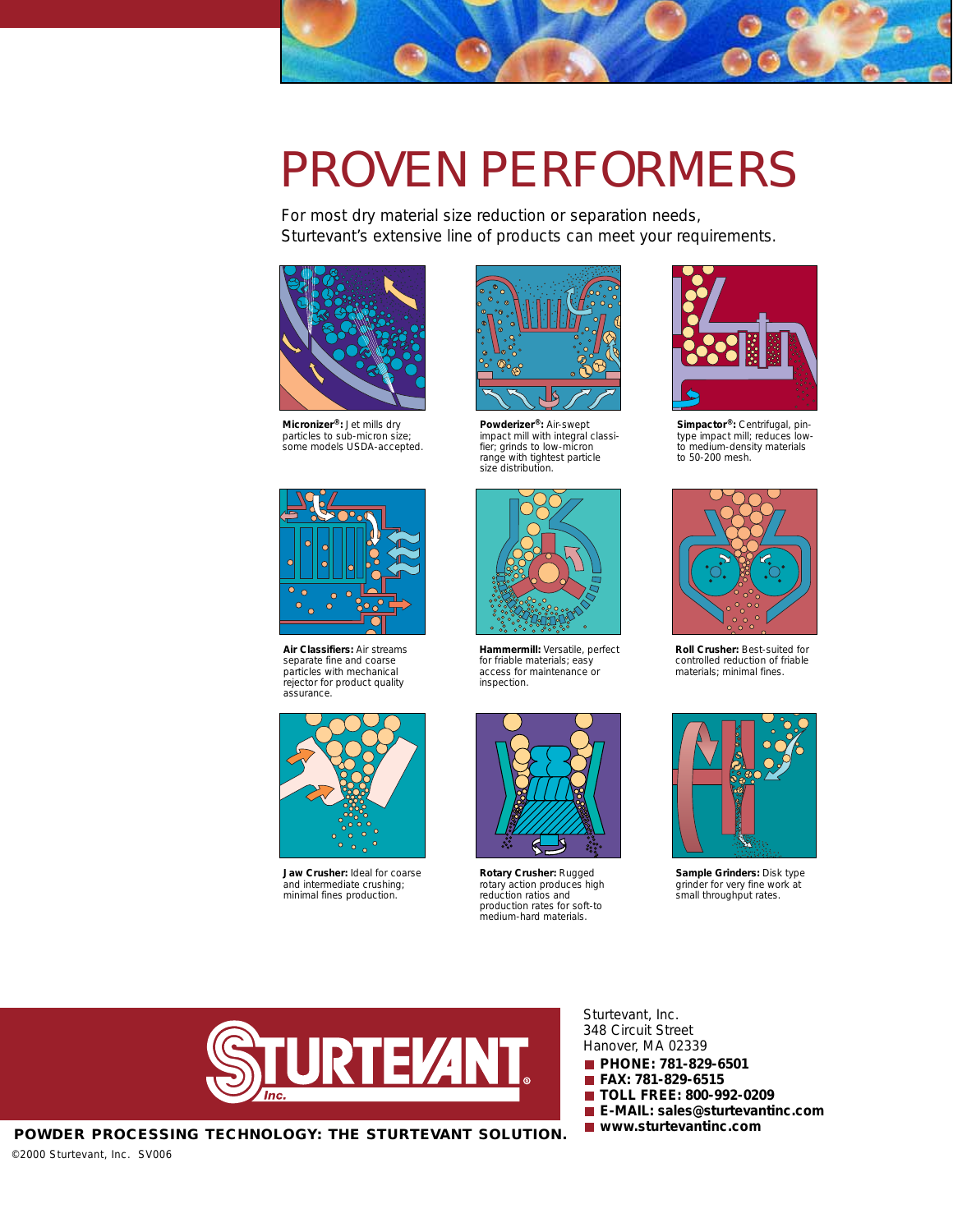# PROVEN PERFORMERS

For most dry material size reduction or separation needs, Sturtevant's extensive line of products can meet your requirements.

**Micronizer®:** Jet mills dry particles to sub-micron size; some models USDA-accepted.

**Powderizer®:** Air-swept impact mill with integral classifier; grinds to low-micron range with tightest particle size distribution.

**Simpactor®:** Centrifugal, pin-type impact mill; reduces low- to medium-density materials to 50-200 mesh.

**Air Classifiers:** Air streams separate fine and coarse particles with mechanical rejector for product quality assurance.

**Hammermill:** Versatile, perfect for friable materials; easy access for maintenance or inspection.

**Roll Crusher:** Best-suited for controlled reduction of friable materials; minimal fines.

**Jaw Crusher:** Ideal for coarse and intermediate crushing; minimal fines production.

**Rotary Crusher:** Rugged rotary action produces high reduction ratios and production rates for soft-to medium-hard materials.

**Sample Grinders:** Disk type grinder for very fine work at small throughput rates.

STURTEVANT® Inc.

Sturtevant, Inc.
348 Circuit Street
Hanover, MA 02339

- **PHONE: 781-829-6501**
- **FAX: 781-829-6515**
- **TOLL FREE: 800-992-0209**
- **E-MAIL: sales@sturtevantinc.com**
- **www.sturtevantinc.com**

**POWDER PROCESSING TECHNOLOGY: THE STURTEVANT SOLUTION.**

©2000 Sturtevant, Inc. SV006